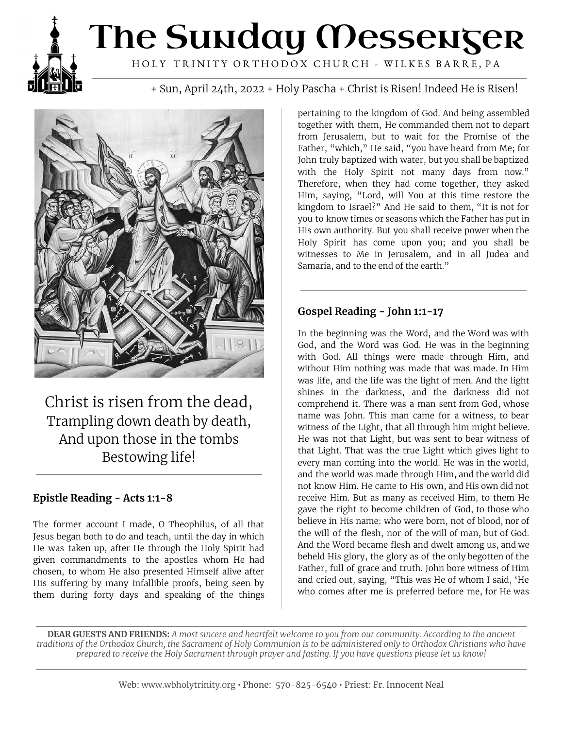# The Sunday Messenger

HOLY TRINITY ORTHODOX CHURCH - WILKES BARRE, PA

+ Sun, April 24th, 2022 + Holy Pascha + Christ is Risen! Indeed He is Risen!

Christ is risen from the dead,
Trampling down death by death,
And upon those in the tombs
Bestowing life!

### Epistle Reading - Acts 1:1-8

The former account I made, O Theophilus, of all that Jesus began both to do and teach, until the day in which He was taken up, after He through the Holy Spirit had given commandments to the apostles whom He had chosen, to whom He also presented Himself alive after His suffering by many infallible proofs, being seen by them during forty days and speaking of the things pertaining to the kingdom of God. And being assembled together with them, He commanded them not to depart from Jerusalem, but to wait for the Promise of the Father, "which," He said, "you have heard from Me; for John truly baptized with water, but you shall be baptized with the Holy Spirit not many days from now." Therefore, when they had come together, they asked Him, saying, "Lord, will You at this time restore the kingdom to Israel?" And He said to them, "It is not for you to know times or seasons which the Father has put in His own authority. But you shall receive power when the Holy Spirit has come upon you; and you shall be witnesses to Me in Jerusalem, and in all Judea and Samaria, and to the end of the earth."

### Gospel Reading - John 1:1-17

In the beginning was the Word, and the Word was with God, and the Word was God. He was in the beginning with God. All things were made through Him, and without Him nothing was made that was made. In Him was life, and the life was the light of men. And the light shines in the darkness, and the darkness did not comprehend it. There was a man sent from God, whose name was John. This man came for a witness, to bear witness of the Light, that all through him might believe. He was not that Light, but was sent to bear witness of that Light. That was the true Light which gives light to every man coming into the world. He was in the world, and the world was made through Him, and the world did not know Him. He came to His own, and His own did not receive Him. But as many as received Him, to them He gave the right to become children of God, to those who believe in His name: who were born, not of blood, nor of the will of the flesh, nor of the will of man, but of God. And the Word became flesh and dwelt among us, and we beheld His glory, the glory as of the only begotten of the Father, full of grace and truth. John bore witness of Him and cried out, saying, "This was He of whom I said, 'He who comes after me is preferred before me, for He was

**DEAR GUESTS AND FRIENDS:** *A most sincere and heartfelt welcome to you from our community. According to the ancient traditions of the Orthodox Church, the Sacrament of Holy Communion is to be administered only to Orthodox Christians who have prepared to receive the Holy Sacrament through prayer and fasting. If you have questions please let us know!*

Web: www.wbholytrinity.org • Phone: 570-825-6540 • Priest: Fr. Innocent Neal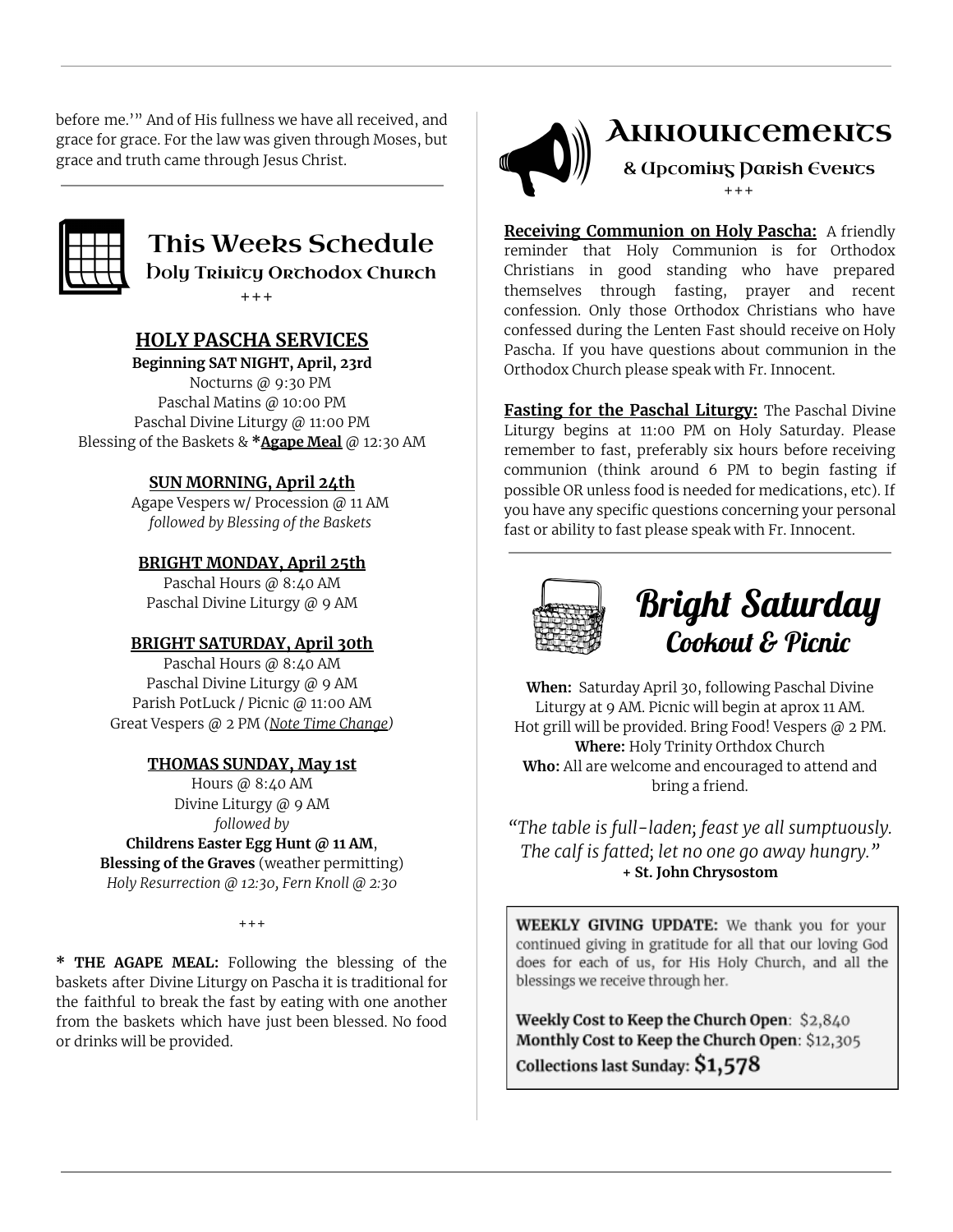before me.'" And of His fullness we have all received, and grace for grace. For the law was given through Moses, but grace and truth came through Jesus Christ.

## This Weeks Schedule

### Holy Trinity Orthodox Church

+++

**HOLY PASCHA SERVICES**

**Beginning SAT NIGHT, April, 23rd**
Nocturns @ 9:30 PM
Paschal Matins @ 10:00 PM
Paschal Divine Liturgy @ 11:00 PM
Blessing of the Baskets & ***Agape Meal** @ 12:30 AM

**SUN MORNING, April 24th**
Agape Vespers w/ Procession @ 11 AM
*followed by Blessing of the Baskets*

**BRIGHT MONDAY, April 25th**
Paschal Hours @ 8:40 AM
Paschal Divine Liturgy @ 9 AM

**BRIGHT SATURDAY, April 30th**
Paschal Hours @ 8:40 AM
Paschal Divine Liturgy @ 9 AM
Parish PotLuck / Picnic @ 11:00 AM
Great Vespers @ 2 PM *(Note Time Change)*

**THOMAS SUNDAY, May 1st**
Hours @ 8:40 AM
Divine Liturgy @ 9 AM
*followed by*
**Childrens Easter Egg Hunt @ 11 AM**,
**Blessing of the Graves** (weather permitting)
*Holy Resurrection @ 12:30, Fern Knoll @ 2:30*

+++

**\* THE AGAPE MEAL:** Following the blessing of the baskets after Divine Liturgy on Pascha it is traditional for the faithful to break the fast by eating with one another from the baskets which have just been blessed. No food or drinks will be provided.

## Announcements

### & Upcoming Parish Events

+++

**Receiving Communion on Holy Pascha:** A friendly reminder that Holy Communion is for Orthodox Christians in good standing who have prepared themselves through fasting, prayer and recent confession. Only those Orthodox Christians who have confessed during the Lenten Fast should receive on Holy Pascha. If you have questions about communion in the Orthodox Church please speak with Fr. Innocent.

**Fasting for the Paschal Liturgy:** The Paschal Divine Liturgy begins at 11:00 PM on Holy Saturday. Please remember to fast, preferably six hours before receiving communion (think around 6 PM to begin fasting if possible OR unless food is needed for medications, etc). If you have any specific questions concerning your personal fast or ability to fast please speak with Fr. Innocent.

## Bright Saturday

### Cookout & Picnic

**When:** Saturday April 30, following Paschal Divine Liturgy at 9 AM. Picnic will begin at aprox 11 AM. Hot grill will be provided. Bring Food! Vespers @ 2 PM.
**Where:** Holy Trinity Orthdox Church
**Who:** All are welcome and encouraged to attend and bring a friend.

*"The table is full-laden; feast ye all sumptuously. The calf is fatted; let no one go away hungry."*
**+ St. John Chrysostom**

**WEEKLY GIVING UPDATE:** We thank you for your continued giving in gratitude for all that our loving God does for each of us, for His Holy Church, and all the blessings we receive through her.

**Weekly Cost to Keep the Church Open**: $2,840
**Monthly Cost to Keep the Church Open**: $12,305
**Collections last Sunday: $1,578**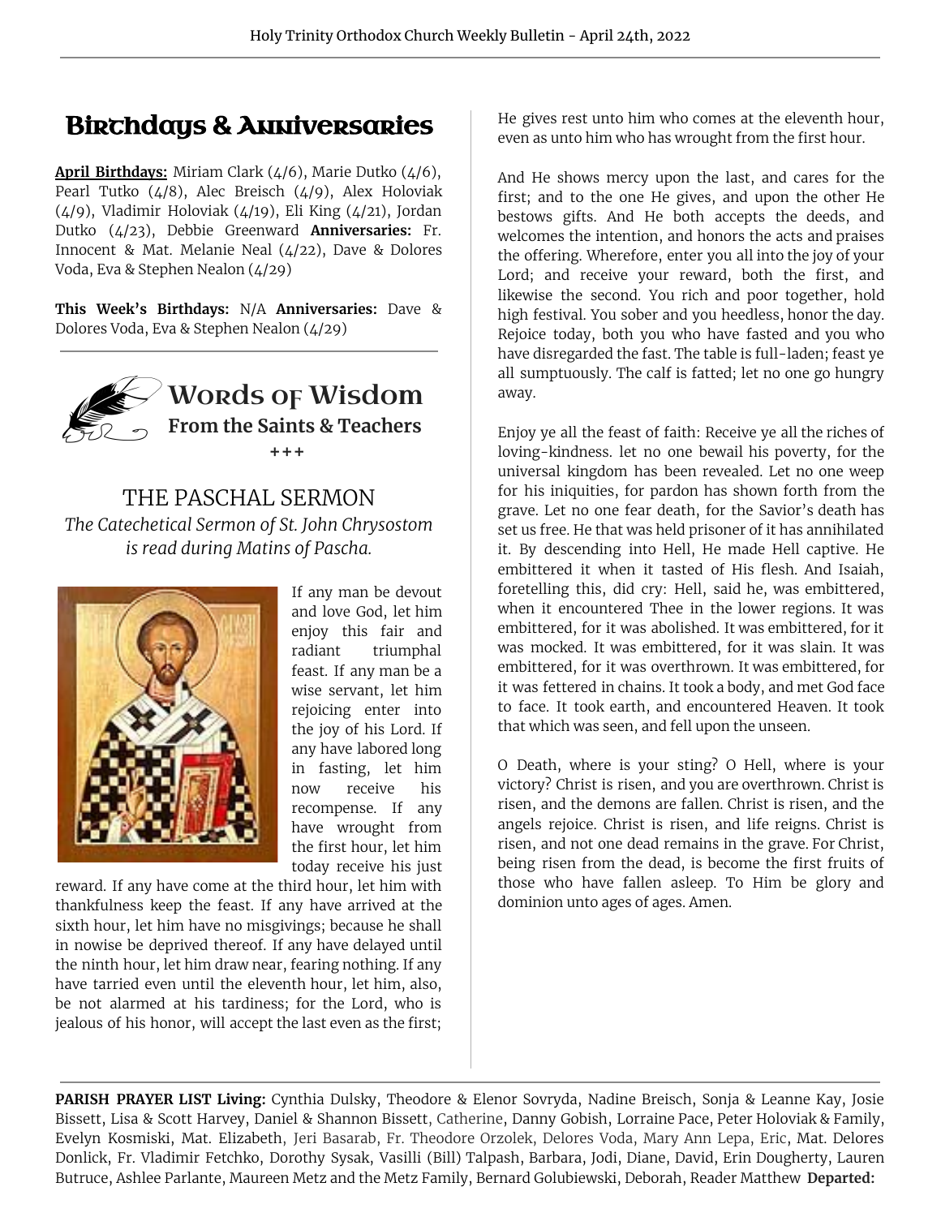## Birthdays & Anniversaries

**April Birthdays:** Miriam Clark (4/6), Marie Dutko (4/6), Pearl Tutko (4/8), Alec Breisch (4/9), Alex Holoviak (4/9), Vladimir Holoviak (4/19), Eli King (4/21), Jordan Dutko (4/23), Debbie Greenward **Anniversaries:** Fr. Innocent & Mat. Melanie Neal (4/22), Dave & Dolores Voda, Eva & Stephen Nealon (4/29)

**This Week's Birthdays:** N/A **Anniversaries:** Dave & Dolores Voda, Eva & Stephen Nealon (4/29)

---

## Words of Wisdom

### From the Saints & Teachers

+++

### THE PASCHAL SERMON

*The Catechetical Sermon of St. John Chrysostom is read during Matins of Pascha.*

If any man be devout and love God, let him enjoy this fair and radiant triumphal feast. If any man be a wise servant, let him rejoicing enter into the joy of his Lord. If any have labored long in fasting, let him now receive his recompense. If any have wrought from the first hour, let him today receive his just reward. If any have come at the third hour, let him with thankfulness keep the feast. If any have arrived at the sixth hour, let him have no misgivings; because he shall in nowise be deprived thereof. If any have delayed until the ninth hour, let him draw near, fearing nothing. If any have tarried even until the eleventh hour, let him, also, be not alarmed at his tardiness; for the Lord, who is jealous of his honor, will accept the last even as the first; He gives rest unto him who comes at the eleventh hour, even as unto him who has wrought from the first hour.

And He shows mercy upon the last, and cares for the first; and to the one He gives, and upon the other He bestows gifts. And He both accepts the deeds, and welcomes the intention, and honors the acts and praises the offering. Wherefore, enter you all into the joy of your Lord; and receive your reward, both the first, and likewise the second. You rich and poor together, hold high festival. You sober and you heedless, honor the day. Rejoice today, both you who have fasted and you who have disregarded the fast. The table is full-laden; feast ye all sumptuously. The calf is fatted; let no one go hungry away.

Enjoy ye all the feast of faith: Receive ye all the riches of loving-kindness. let no one bewail his poverty, for the universal kingdom has been revealed. Let no one weep for his iniquities, for pardon has shown forth from the grave. Let no one fear death, for the Savior's death has set us free. He that was held prisoner of it has annihilated it. By descending into Hell, He made Hell captive. He embittered it when it tasted of His flesh. And Isaiah, foretelling this, did cry: Hell, said he, was embittered, when it encountered Thee in the lower regions. It was embittered, for it was abolished. It was embittered, for it was mocked. It was embittered, for it was slain. It was embittered, for it was overthrown. It was embittered, for it was fettered in chains. It took a body, and met God face to face. It took earth, and encountered Heaven. It took that which was seen, and fell upon the unseen.

O Death, where is your sting? O Hell, where is your victory? Christ is risen, and you are overthrown. Christ is risen, and the demons are fallen. Christ is risen, and the angels rejoice. Christ is risen, and life reigns. Christ is risen, and not one dead remains in the grave. For Christ, being risen from the dead, is become the first fruits of those who have fallen asleep. To Him be glory and dominion unto ages of ages. Amen.

---

**PARISH PRAYER LIST Living:** Cynthia Dulsky, Theodore & Elenor Sovryda, Nadine Breisch, Sonja & Leanne Kay, Josie Bissett, Lisa & Scott Harvey, Daniel & Shannon Bissett, Catherine, Danny Gobish, Lorraine Pace, Peter Holoviak & Family, Evelyn Kosmiski, Mat. Elizabeth, Jeri Basarab, Fr. Theodore Orzolek, Delores Voda, Mary Ann Lepa, Eric, Mat. Delores Donlick, Fr. Vladimir Fetchko, Dorothy Sysak, Vasilli (Bill) Talpash, Barbara, Jodi, Diane, David, Erin Dougherty, Lauren Butruce, Ashlee Parlante, Maureen Metz and the Metz Family, Bernard Golubiewski, Deborah, Reader Matthew **Departed:**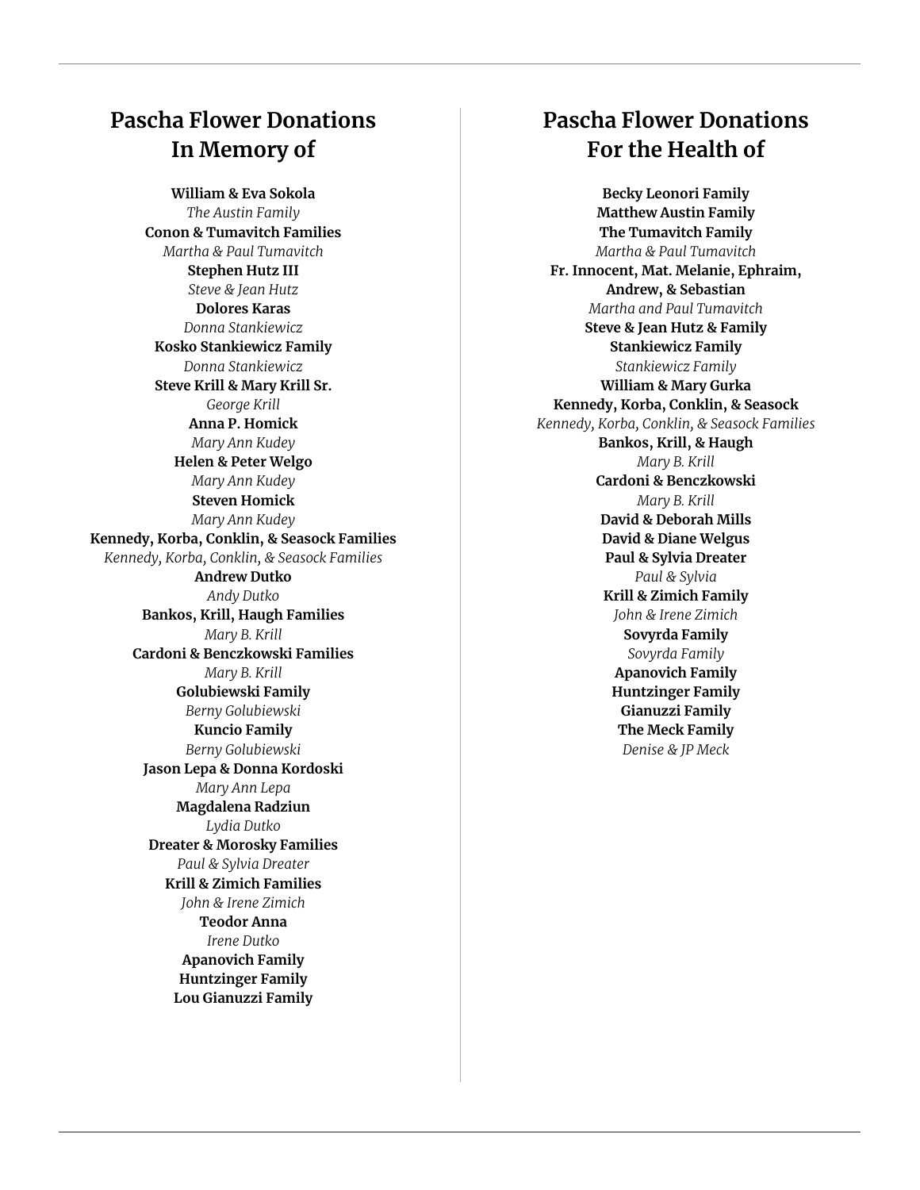## Pascha Flower Donations In Memory of

**William & Eva Sokola**
*The Austin Family*
**Conon & Tumavitch Families**
*Martha & Paul Tumavitch*
**Stephen Hutz III**
*Steve & Jean Hutz*
**Dolores Karas**
*Donna Stankiewicz*
**Kosko Stankiewicz Family**
*Donna Stankiewicz*
**Steve Krill & Mary Krill Sr.**
*George Krill*
**Anna P. Homick**
*Mary Ann Kudey*
**Helen & Peter Welgo**
*Mary Ann Kudey*
**Steven Homick**
*Mary Ann Kudey*
**Kennedy, Korba, Conklin, & Seasock Families**
*Kennedy, Korba, Conklin, & Seasock Families*
**Andrew Dutko**
*Andy Dutko*
**Bankos, Krill, Haugh Families**
*Mary B. Krill*
**Cardoni & Benczkowski Families**
*Mary B. Krill*
**Golubiewski Family**
*Berny Golubiewski*
**Kuncio Family**
*Berny Golubiewski*
**Jason Lepa & Donna Kordoski**
*Mary Ann Lepa*
**Magdalena Radziun**
*Lydia Dutko*
**Dreater & Morosky Families**
*Paul & Sylvia Dreater*
**Krill & Zimich Families**
*John & Irene Zimich*
**Teodor Anna**
*Irene Dutko*
**Apanovich Family**
**Huntzinger Family**
**Lou Gianuzzi Family**

## Pascha Flower Donations For the Health of

**Becky Leonori Family**
**Matthew Austin Family**
**The Tumavitch Family**
*Martha & Paul Tumavitch*
**Fr. Innocent, Mat. Melanie, Ephraim, Andrew, & Sebastian**
*Martha and Paul Tumavitch*
**Steve & Jean Hutz & Family**
**Stankiewicz Family**
*Stankiewicz Family*
**William & Mary Gurka**
**Kennedy, Korba, Conklin, & Seasock**
*Kennedy, Korba, Conklin, & Seasock Families*
**Bankos, Krill, & Haugh**
*Mary B. Krill*
**Cardoni & Benczkowski**
*Mary B. Krill*
**David & Deborah Mills**
**David & Diane Welgus**
**Paul & Sylvia Dreater**
*Paul & Sylvia*
**Krill & Zimich Family**
*John & Irene Zimich*
**Sovyrda Family**
*Sovyrda Family*
**Apanovich Family**
**Huntzinger Family**
**Gianuzzi Family**
**The Meck Family**
*Denise & JP Meck*